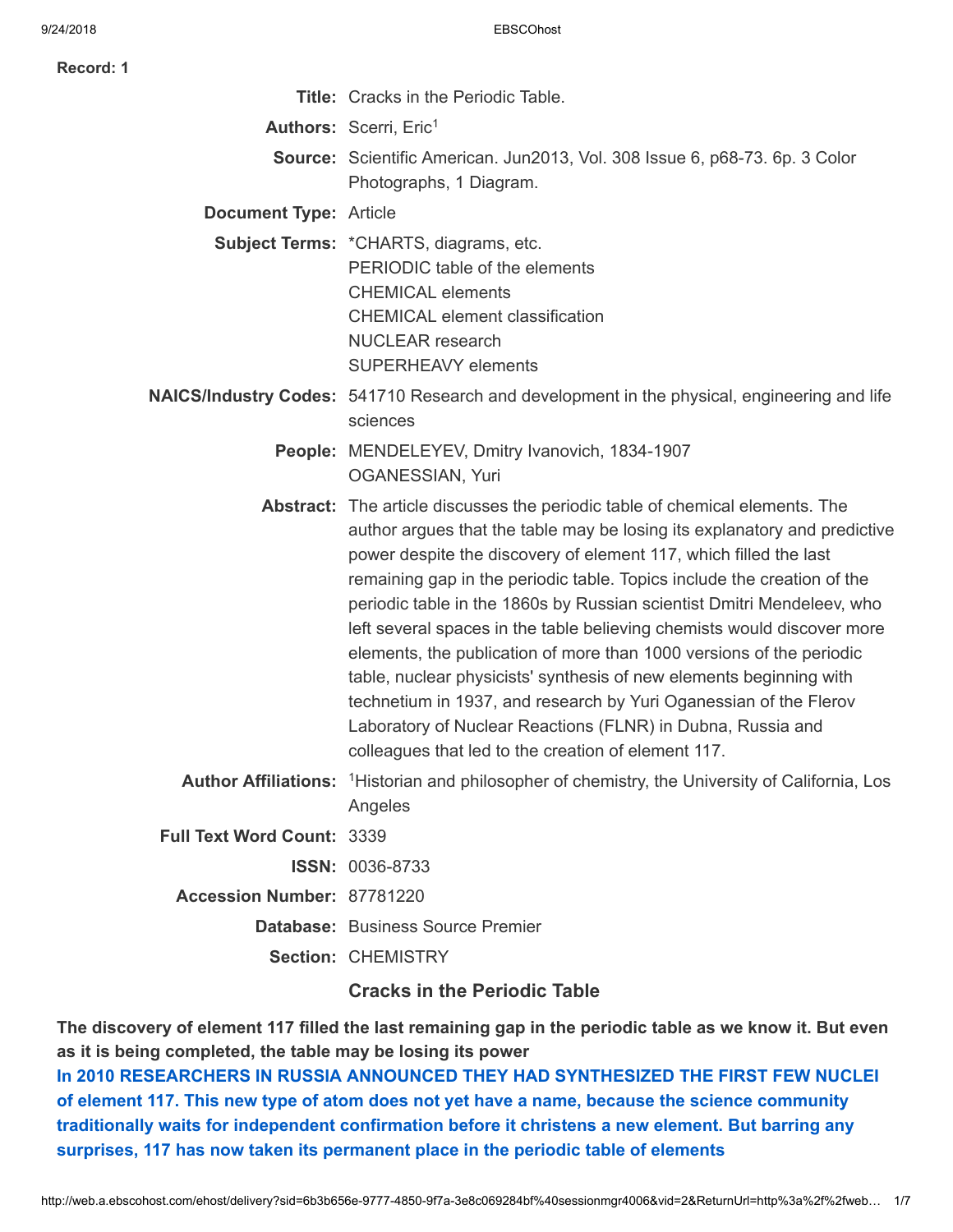**Record: 1**

**Title:** Cracks in the Periodic Table.

**Authors:** Scerri, Eric[1]

**Source:** Scientific American. Jun2013, Vol. 308 Issue 6, p68-73. 6p. 3 Color Photographs, 1 Diagram.

**Document Type:** Article

**Subject Terms:** *CHARTS, diagrams, etc.
PERIODIC table of the elements
CHEMICAL elements
CHEMICAL element classification
NUCLEAR research
SUPERHEAVY elements

**NAICS/Industry Codes:** 541710 Research and development in the physical, engineering and life sciences

**People:** MENDELEYEV, Dmitry Ivanovich, 1834-1907
OGANESSIAN, Yuri

**Abstract:** The article discusses the periodic table of chemical elements. The author argues that the table may be losing its explanatory and predictive power despite the discovery of element 117, which filled the last remaining gap in the periodic table. Topics include the creation of the periodic table in the 1860s by Russian scientist Dmitri Mendeleev, who left several spaces in the table believing chemists would discover more elements, the publication of more than 1000 versions of the periodic table, nuclear physicists' synthesis of new elements beginning with technetium in 1937, and research by Yuri Oganessian of the Flerov Laboratory of Nuclear Reactions (FLNR) in Dubna, Russia and colleagues that led to the creation of element 117.

**Author Affiliations:** [1]Historian and philosopher of chemistry, the University of California, Los Angeles

**Full Text Word Count:** 3339

**ISSN:** 0036-8733

**Accession Number:** 87781220

**Database:** Business Source Premier

**Section:** CHEMISTRY

## Cracks in the Periodic Table

**The discovery of element 117 filled the last remaining gap in the periodic table as we know it. But even as it is being completed, the table may be losing its power**

**In 2010 RESEARCHERS IN RUSSIA ANNOUNCED THEY HAD SYNTHESIZED THE FIRST FEW NUCLEI of element 117. This new type of atom does not yet have a name, because the science community traditionally waits for independent confirmation before it christens a new element. But barring any surprises, 117 has now taken its permanent place in the periodic table of elements**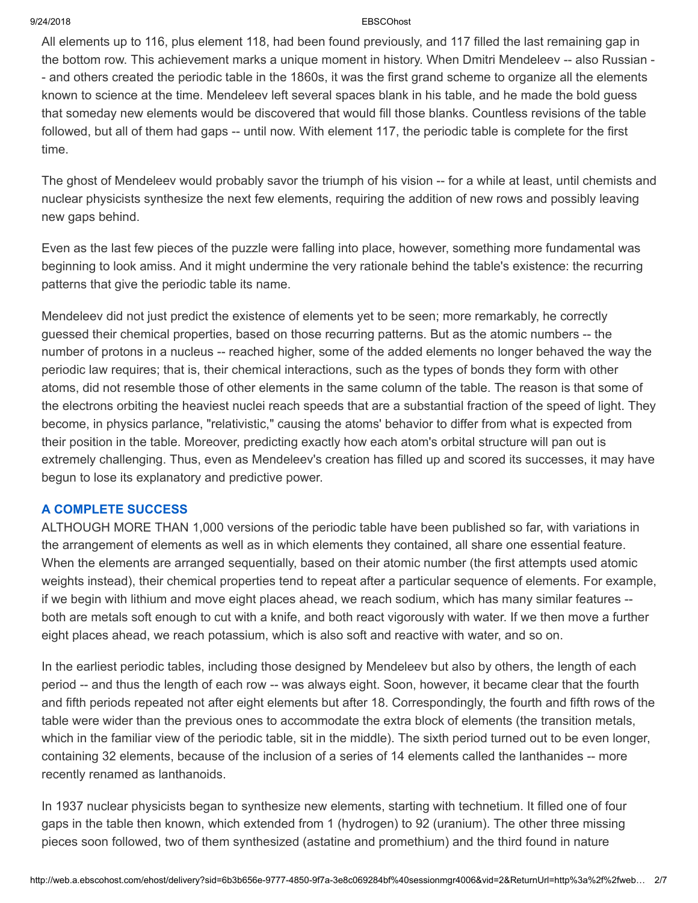All elements up to 116, plus element 118, had been found previously, and 117 filled the last remaining gap in the bottom row. This achievement marks a unique moment in history. When Dmitri Mendeleev -- also Russian -- and others created the periodic table in the 1860s, it was the first grand scheme to organize all the elements known to science at the time. Mendeleev left several spaces blank in his table, and he made the bold guess that someday new elements would be discovered that would fill those blanks. Countless revisions of the table followed, but all of them had gaps -- until now. With element 117, the periodic table is complete for the first time.

The ghost of Mendeleev would probably savor the triumph of his vision -- for a while at least, until chemists and nuclear physicists synthesize the next few elements, requiring the addition of new rows and possibly leaving new gaps behind.

Even as the last few pieces of the puzzle were falling into place, however, something more fundamental was beginning to look amiss. And it might undermine the very rationale behind the table's existence: the recurring patterns that give the periodic table its name.

Mendeleev did not just predict the existence of elements yet to be seen; more remarkably, he correctly guessed their chemical properties, based on those recurring patterns. But as the atomic numbers -- the number of protons in a nucleus -- reached higher, some of the added elements no longer behaved the way the periodic law requires; that is, their chemical interactions, such as the types of bonds they form with other atoms, did not resemble those of other elements in the same column of the table. The reason is that some of the electrons orbiting the heaviest nuclei reach speeds that are a substantial fraction of the speed of light. They become, in physics parlance, "relativistic," causing the atoms' behavior to differ from what is expected from their position in the table. Moreover, predicting exactly how each atom's orbital structure will pan out is extremely challenging. Thus, even as Mendeleev's creation has filled up and scored its successes, it may have begun to lose its explanatory and predictive power.

## A COMPLETE SUCCESS

ALTHOUGH MORE THAN 1,000 versions of the periodic table have been published so far, with variations in the arrangement of elements as well as in which elements they contained, all share one essential feature. When the elements are arranged sequentially, based on their atomic number (the first attempts used atomic weights instead), their chemical properties tend to repeat after a particular sequence of elements. For example, if we begin with lithium and move eight places ahead, we reach sodium, which has many similar features -- both are metals soft enough to cut with a knife, and both react vigorously with water. If we then move a further eight places ahead, we reach potassium, which is also soft and reactive with water, and so on.

In the earliest periodic tables, including those designed by Mendeleev but also by others, the length of each period -- and thus the length of each row -- was always eight. Soon, however, it became clear that the fourth and fifth periods repeated not after eight elements but after 18. Correspondingly, the fourth and fifth rows of the table were wider than the previous ones to accommodate the extra block of elements (the transition metals, which in the familiar view of the periodic table, sit in the middle). The sixth period turned out to be even longer, containing 32 elements, because of the inclusion of a series of 14 elements called the lanthanides -- more recently renamed as lanthanoids.

In 1937 nuclear physicists began to synthesize new elements, starting with technetium. It filled one of four gaps in the table then known, which extended from 1 (hydrogen) to 92 (uranium). The other three missing pieces soon followed, two of them synthesized (astatine and promethium) and the third found in nature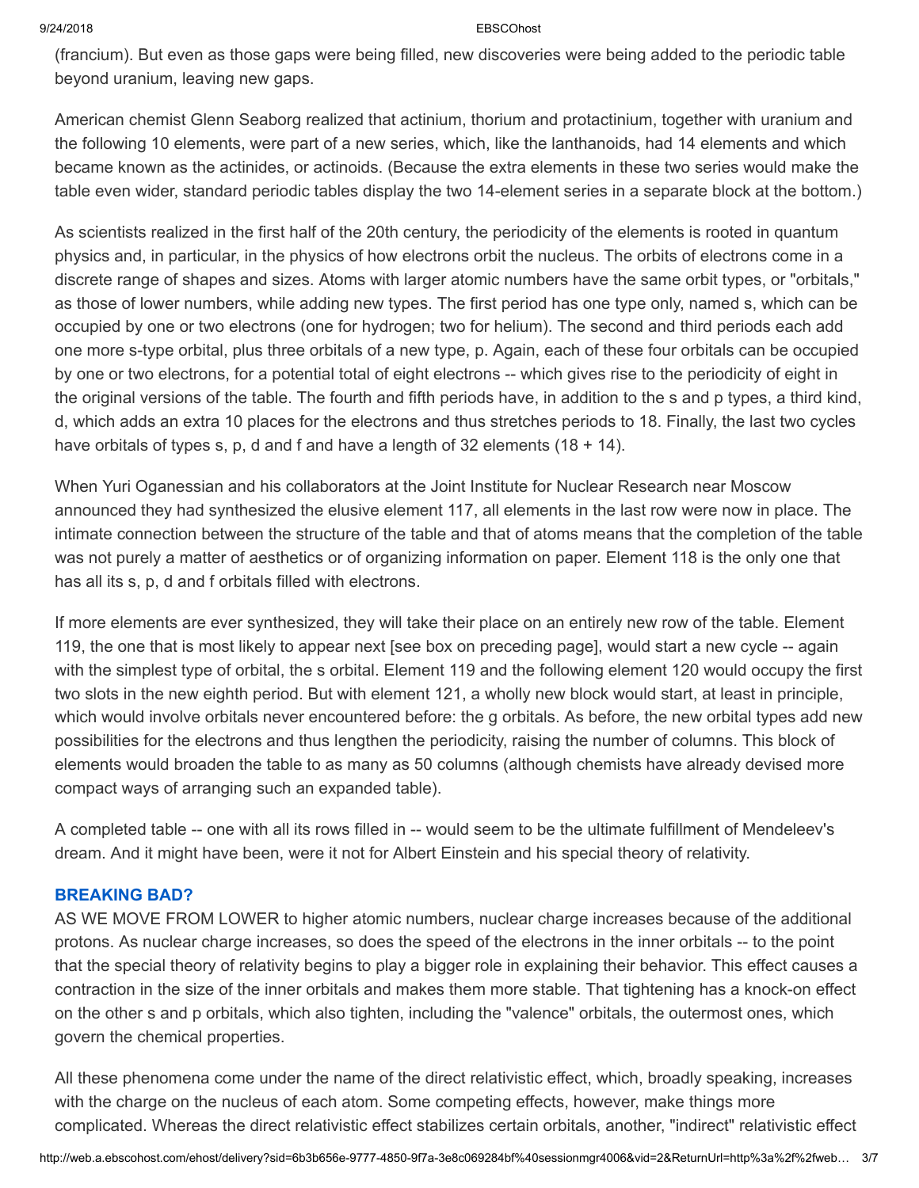(francium). But even as those gaps were being filled, new discoveries were being added to the periodic table beyond uranium, leaving new gaps.

American chemist Glenn Seaborg realized that actinium, thorium and protactinium, together with uranium and the following 10 elements, were part of a new series, which, like the lanthanoids, had 14 elements and which became known as the actinides, or actinoids. (Because the extra elements in these two series would make the table even wider, standard periodic tables display the two 14-element series in a separate block at the bottom.)

As scientists realized in the first half of the 20th century, the periodicity of the elements is rooted in quantum physics and, in particular, in the physics of how electrons orbit the nucleus. The orbits of electrons come in a discrete range of shapes and sizes. Atoms with larger atomic numbers have the same orbit types, or "orbitals," as those of lower numbers, while adding new types. The first period has one type only, named s, which can be occupied by one or two electrons (one for hydrogen; two for helium). The second and third periods each add one more s-type orbital, plus three orbitals of a new type, p. Again, each of these four orbitals can be occupied by one or two electrons, for a potential total of eight electrons -- which gives rise to the periodicity of eight in the original versions of the table. The fourth and fifth periods have, in addition to the s and p types, a third kind, d, which adds an extra 10 places for the electrons and thus stretches periods to 18. Finally, the last two cycles have orbitals of types s, p, d and f and have a length of 32 elements (18 + 14).

When Yuri Oganessian and his collaborators at the Joint Institute for Nuclear Research near Moscow announced they had synthesized the elusive element 117, all elements in the last row were now in place. The intimate connection between the structure of the table and that of atoms means that the completion of the table was not purely a matter of aesthetics or of organizing information on paper. Element 118 is the only one that has all its s, p, d and f orbitals filled with electrons.

If more elements are ever synthesized, they will take their place on an entirely new row of the table. Element 119, the one that is most likely to appear next [see box on preceding page], would start a new cycle -- again with the simplest type of orbital, the s orbital. Element 119 and the following element 120 would occupy the first two slots in the new eighth period. But with element 121, a wholly new block would start, at least in principle, which would involve orbitals never encountered before: the g orbitals. As before, the new orbital types add new possibilities for the electrons and thus lengthen the periodicity, raising the number of columns. This block of elements would broaden the table to as many as 50 columns (although chemists have already devised more compact ways of arranging such an expanded table).

A completed table -- one with all its rows filled in -- would seem to be the ultimate fulfillment of Mendeleev's dream. And it might have been, were it not for Albert Einstein and his special theory of relativity.

## BREAKING BAD?

AS WE MOVE FROM LOWER to higher atomic numbers, nuclear charge increases because of the additional protons. As nuclear charge increases, so does the speed of the electrons in the inner orbitals -- to the point that the special theory of relativity begins to play a bigger role in explaining their behavior. This effect causes a contraction in the size of the inner orbitals and makes them more stable. That tightening has a knock-on effect on the other s and p orbitals, which also tighten, including the "valence" orbitals, the outermost ones, which govern the chemical properties.

All these phenomena come under the name of the direct relativistic effect, which, broadly speaking, increases with the charge on the nucleus of each atom. Some competing effects, however, make things more complicated. Whereas the direct relativistic effect stabilizes certain orbitals, another, "indirect" relativistic effect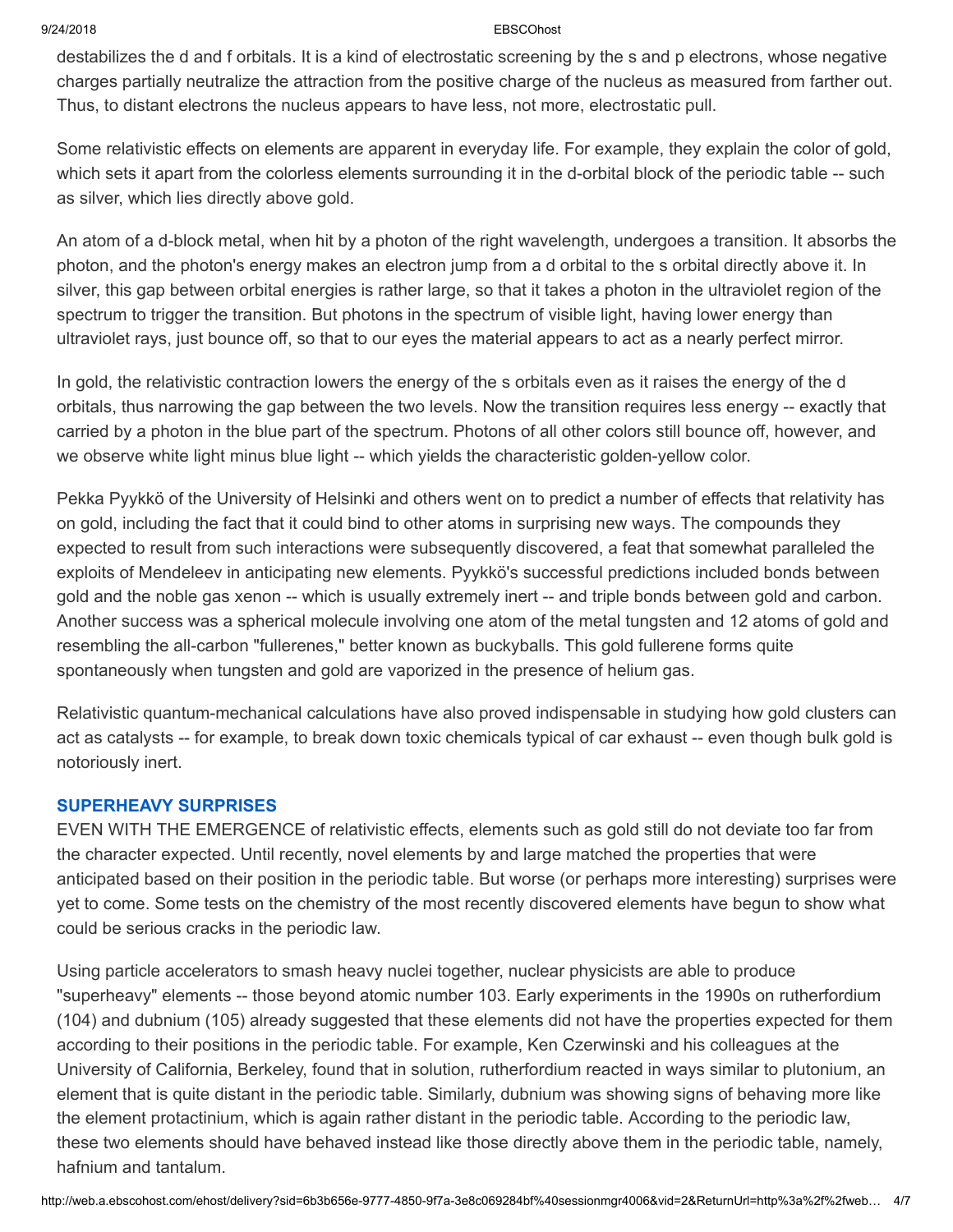destabilizes the d and f orbitals. It is a kind of electrostatic screening by the s and p electrons, whose negative charges partially neutralize the attraction from the positive charge of the nucleus as measured from farther out. Thus, to distant electrons the nucleus appears to have less, not more, electrostatic pull.

Some relativistic effects on elements are apparent in everyday life. For example, they explain the color of gold, which sets it apart from the colorless elements surrounding it in the d-orbital block of the periodic table -- such as silver, which lies directly above gold.

An atom of a d-block metal, when hit by a photon of the right wavelength, undergoes a transition. It absorbs the photon, and the photon's energy makes an electron jump from a d orbital to the s orbital directly above it. In silver, this gap between orbital energies is rather large, so that it takes a photon in the ultraviolet region of the spectrum to trigger the transition. But photons in the spectrum of visible light, having lower energy than ultraviolet rays, just bounce off, so that to our eyes the material appears to act as a nearly perfect mirror.

In gold, the relativistic contraction lowers the energy of the s orbitals even as it raises the energy of the d orbitals, thus narrowing the gap between the two levels. Now the transition requires less energy -- exactly that carried by a photon in the blue part of the spectrum. Photons of all other colors still bounce off, however, and we observe white light minus blue light -- which yields the characteristic golden-yellow color.

Pekka Pyykkö of the University of Helsinki and others went on to predict a number of effects that relativity has on gold, including the fact that it could bind to other atoms in surprising new ways. The compounds they expected to result from such interactions were subsequently discovered, a feat that somewhat paralleled the exploits of Mendeleev in anticipating new elements. Pyykkö's successful predictions included bonds between gold and the noble gas xenon -- which is usually extremely inert -- and triple bonds between gold and carbon. Another success was a spherical molecule involving one atom of the metal tungsten and 12 atoms of gold and resembling the all-carbon "fullerenes," better known as buckyballs. This gold fullerene forms quite spontaneously when tungsten and gold are vaporized in the presence of helium gas.

Relativistic quantum-mechanical calculations have also proved indispensable in studying how gold clusters can act as catalysts -- for example, to break down toxic chemicals typical of car exhaust -- even though bulk gold is notoriously inert.

## SUPERHEAVY SURPRISES

EVEN WITH THE EMERGENCE of relativistic effects, elements such as gold still do not deviate too far from the character expected. Until recently, novel elements by and large matched the properties that were anticipated based on their position in the periodic table. But worse (or perhaps more interesting) surprises were yet to come. Some tests on the chemistry of the most recently discovered elements have begun to show what could be serious cracks in the periodic law.

Using particle accelerators to smash heavy nuclei together, nuclear physicists are able to produce "superheavy" elements -- those beyond atomic number 103. Early experiments in the 1990s on rutherfordium (104) and dubnium (105) already suggested that these elements did not have the properties expected for them according to their positions in the periodic table. For example, Ken Czerwinski and his colleagues at the University of California, Berkeley, found that in solution, rutherfordium reacted in ways similar to plutonium, an element that is quite distant in the periodic table. Similarly, dubnium was showing signs of behaving more like the element protactinium, which is again rather distant in the periodic table. According to the periodic law, these two elements should have behaved instead like those directly above them in the periodic table, namely, hafnium and tantalum.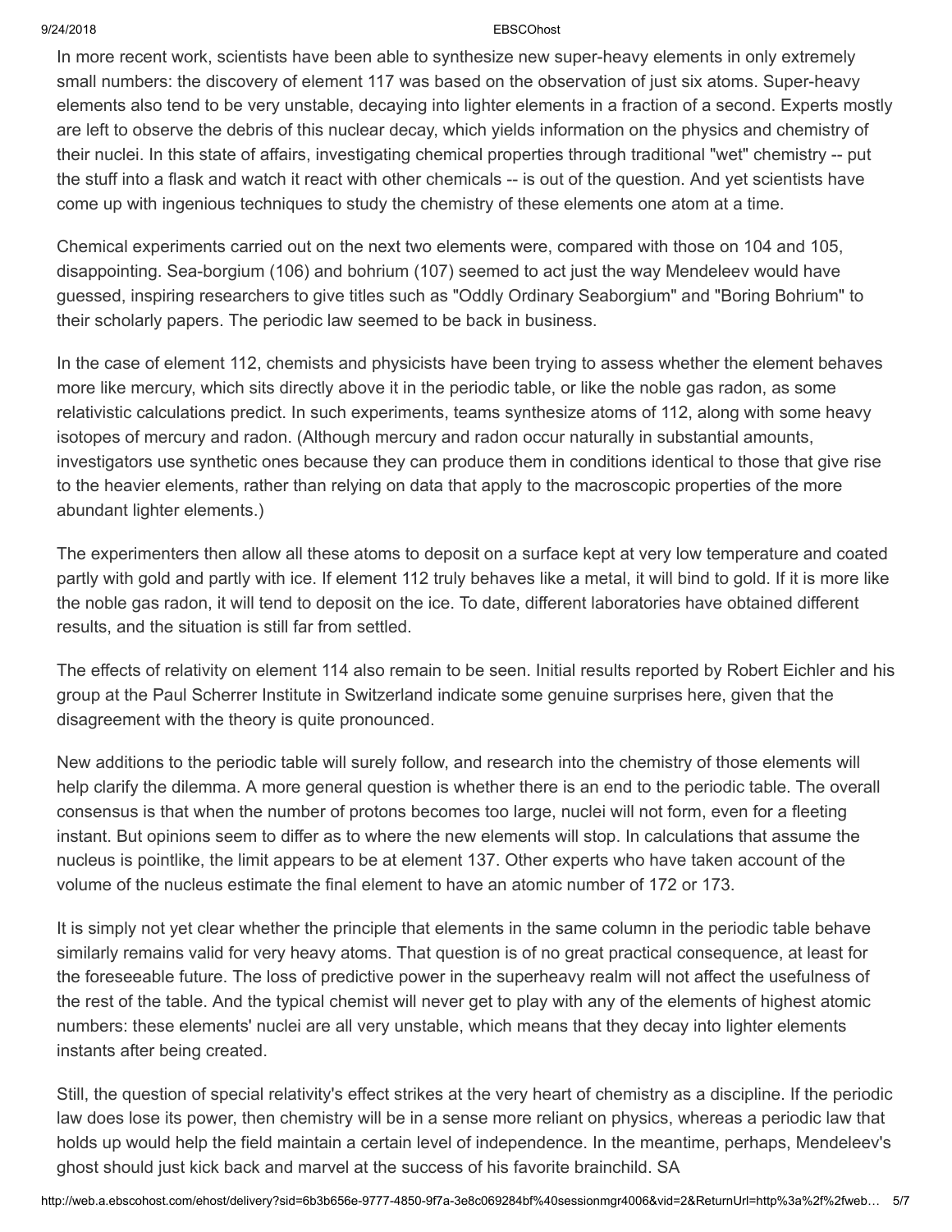In more recent work, scientists have been able to synthesize new super-heavy elements in only extremely small numbers: the discovery of element 117 was based on the observation of just six atoms. Super-heavy elements also tend to be very unstable, decaying into lighter elements in a fraction of a second. Experts mostly are left to observe the debris of this nuclear decay, which yields information on the physics and chemistry of their nuclei. In this state of affairs, investigating chemical properties through traditional "wet" chemistry -- put the stuff into a flask and watch it react with other chemicals -- is out of the question. And yet scientists have come up with ingenious techniques to study the chemistry of these elements one atom at a time.

Chemical experiments carried out on the next two elements were, compared with those on 104 and 105, disappointing. Sea-borgium (106) and bohrium (107) seemed to act just the way Mendeleev would have guessed, inspiring researchers to give titles such as "Oddly Ordinary Seaborgium" and "Boring Bohrium" to their scholarly papers. The periodic law seemed to be back in business.

In the case of element 112, chemists and physicists have been trying to assess whether the element behaves more like mercury, which sits directly above it in the periodic table, or like the noble gas radon, as some relativistic calculations predict. In such experiments, teams synthesize atoms of 112, along with some heavy isotopes of mercury and radon. (Although mercury and radon occur naturally in substantial amounts, investigators use synthetic ones because they can produce them in conditions identical to those that give rise to the heavier elements, rather than relying on data that apply to the macroscopic properties of the more abundant lighter elements.)

The experimenters then allow all these atoms to deposit on a surface kept at very low temperature and coated partly with gold and partly with ice. If element 112 truly behaves like a metal, it will bind to gold. If it is more like the noble gas radon, it will tend to deposit on the ice. To date, different laboratories have obtained different results, and the situation is still far from settled.

The effects of relativity on element 114 also remain to be seen. Initial results reported by Robert Eichler and his group at the Paul Scherrer Institute in Switzerland indicate some genuine surprises here, given that the disagreement with the theory is quite pronounced.

New additions to the periodic table will surely follow, and research into the chemistry of those elements will help clarify the dilemma. A more general question is whether there is an end to the periodic table. The overall consensus is that when the number of protons becomes too large, nuclei will not form, even for a fleeting instant. But opinions seem to differ as to where the new elements will stop. In calculations that assume the nucleus is pointlike, the limit appears to be at element 137. Other experts who have taken account of the volume of the nucleus estimate the final element to have an atomic number of 172 or 173.

It is simply not yet clear whether the principle that elements in the same column in the periodic table behave similarly remains valid for very heavy atoms. That question is of no great practical consequence, at least for the foreseeable future. The loss of predictive power in the superheavy realm will not affect the usefulness of the rest of the table. And the typical chemist will never get to play with any of the elements of highest atomic numbers: these elements' nuclei are all very unstable, which means that they decay into lighter elements instants after being created.

Still, the question of special relativity's effect strikes at the very heart of chemistry as a discipline. If the periodic law does lose its power, then chemistry will be in a sense more reliant on physics, whereas a periodic law that holds up would help the field maintain a certain level of independence. In the meantime, perhaps, Mendeleev's ghost should just kick back and marvel at the success of his favorite brainchild. SA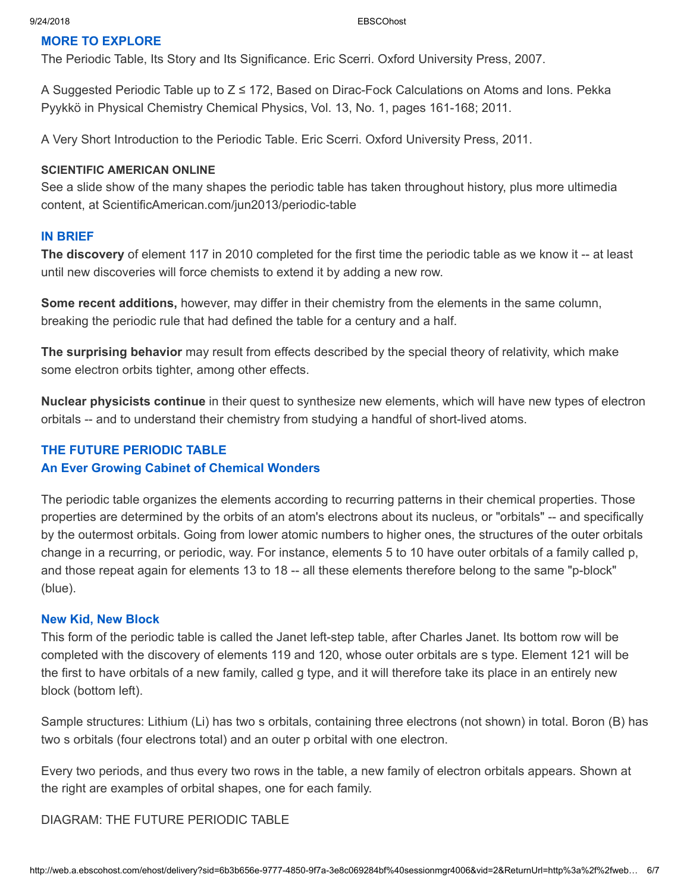## MORE TO EXPLORE

The Periodic Table, Its Story and Its Significance. Eric Scerri. Oxford University Press, 2007.

A Suggested Periodic Table up to Z ≤ 172, Based on Dirac-Fock Calculations on Atoms and Ions. Pekka Pyykkö in Physical Chemistry Chemical Physics, Vol. 13, No. 1, pages 161-168; 2011.

A Very Short Introduction to the Periodic Table. Eric Scerri. Oxford University Press, 2011.

### SCIENTIFIC AMERICAN ONLINE

See a slide show of the many shapes the periodic table has taken throughout history, plus more ultimedia content, at ScientificAmerican.com/jun2013/periodic-table

## IN BRIEF

**The discovery** of element 117 in 2010 completed for the first time the periodic table as we know it -- at least until new discoveries will force chemists to extend it by adding a new row.

**Some recent additions,** however, may differ in their chemistry from the elements in the same column, breaking the periodic rule that had defined the table for a century and a half.

**The surprising behavior** may result from effects described by the special theory of relativity, which make some electron orbits tighter, among other effects.

**Nuclear physicists continue** in their quest to synthesize new elements, which will have new types of electron orbitals -- and to understand their chemistry from studying a handful of short-lived atoms.

## THE FUTURE PERIODIC TABLE

### An Ever Growing Cabinet of Chemical Wonders

The periodic table organizes the elements according to recurring patterns in their chemical properties. Those properties are determined by the orbits of an atom's electrons about its nucleus, or "orbitals" -- and specifically by the outermost orbitals. Going from lower atomic numbers to higher ones, the structures of the outer orbitals change in a recurring, or periodic, way. For instance, elements 5 to 10 have outer orbitals of a family called p, and those repeat again for elements 13 to 18 -- all these elements therefore belong to the same "p-block" (blue).

### New Kid, New Block

This form of the periodic table is called the Janet left-step table, after Charles Janet. Its bottom row will be completed with the discovery of elements 119 and 120, whose outer orbitals are s type. Element 121 will be the first to have orbitals of a new family, called g type, and it will therefore take its place in an entirely new block (bottom left).

Sample structures: Lithium (Li) has two s orbitals, containing three electrons (not shown) in total. Boron (B) has two s orbitals (four electrons total) and an outer p orbital with one electron.

Every two periods, and thus every two rows in the table, a new family of electron orbitals appears. Shown at the right are examples of orbital shapes, one for each family.

DIAGRAM: THE FUTURE PERIODIC TABLE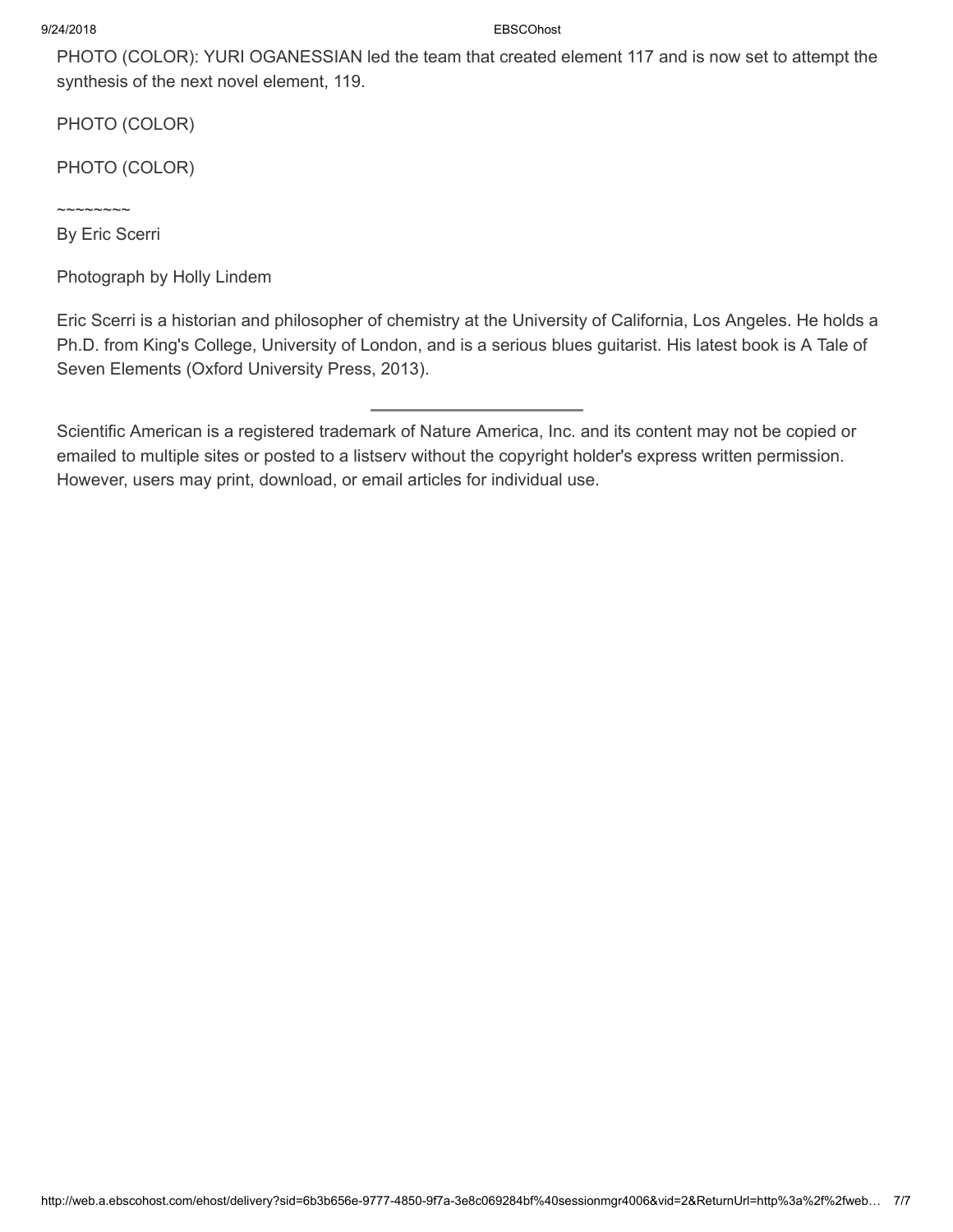PHOTO (COLOR): YURI OGANESSIAN led the team that created element 117 and is now set to attempt the synthesis of the next novel element, 119.

PHOTO (COLOR)

PHOTO (COLOR)

~~~~~~~~

By Eric Scerri

Photograph by Holly Lindem

Eric Scerri is a historian and philosopher of chemistry at the University of California, Los Angeles. He holds a Ph.D. from King's College, University of London, and is a serious blues guitarist. His latest book is A Tale of Seven Elements (Oxford University Press, 2013).

---

Scientific American is a registered trademark of Nature America, Inc. and its content may not be copied or emailed to multiple sites or posted to a listserv without the copyright holder's express written permission. However, users may print, download, or email articles for individual use.